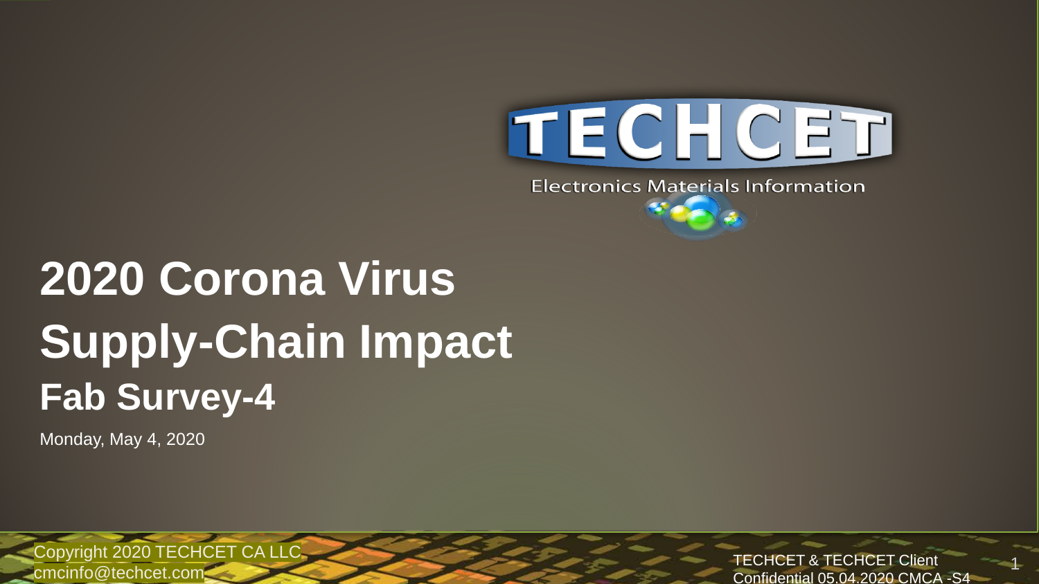TECHCET

Electronics Materials Information

# 2020 Corona Virus Supply-Chain Impact

## Fab Survey-4

Monday, May 4, 2020

Copyright 2020 TECHCET CA LLC
cmcinfo@techcet.com

TECHCET & TECHCET Client Confidential 05.04.2020 CMCA -S4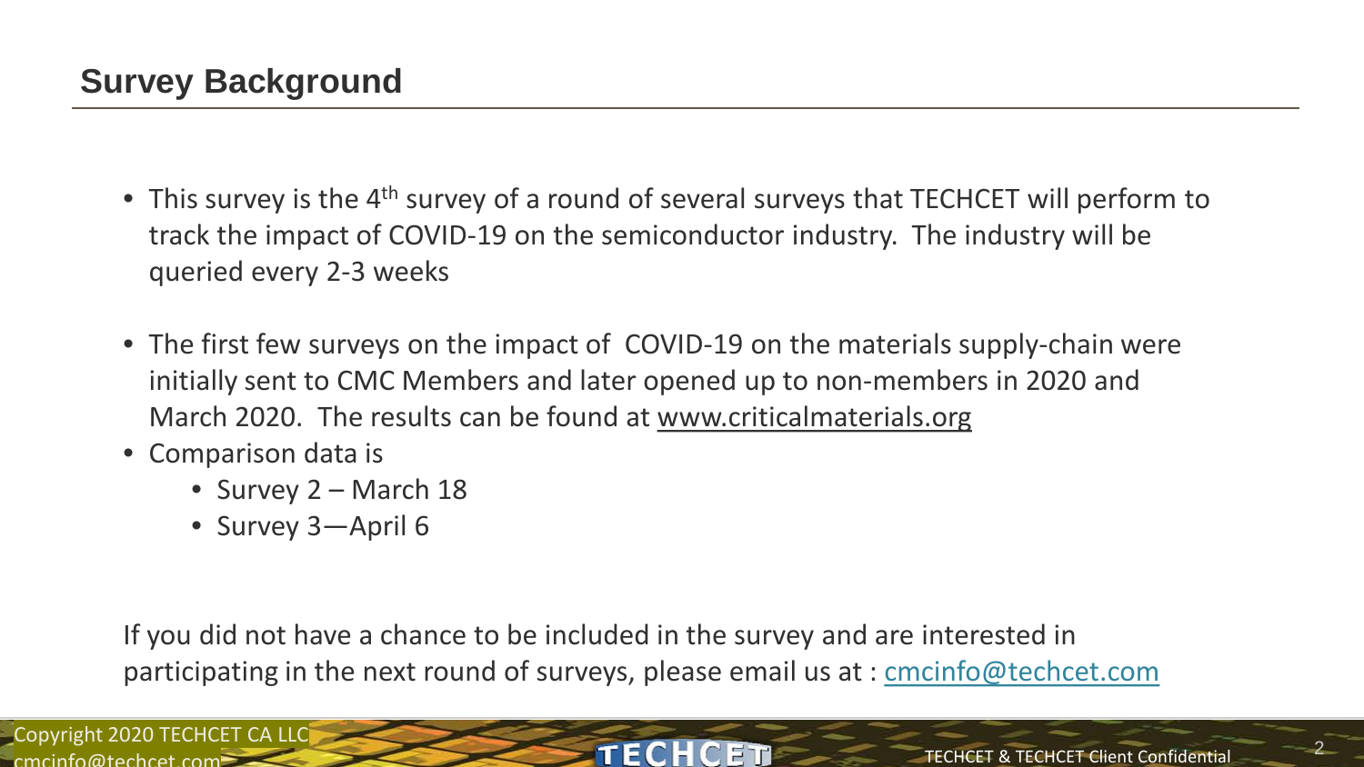## Survey Background

- This survey is the 4th survey of a round of several surveys that TECHCET will perform to track the impact of COVID-19 on the semiconductor industry. The industry will be queried every 2-3 weeks

- The first few surveys on the impact of COVID-19 on the materials supply-chain were initially sent to CMC Members and later opened up to non-members in 2020 and March 2020. The results can be found at www.criticalmaterials.org
- Comparison data is
  - Survey 2 – March 18
  - Survey 3—April 6

If you did not have a chance to be included in the survey and are interested in participating in the next round of surveys, please email us at : cmcinfo@techcet.com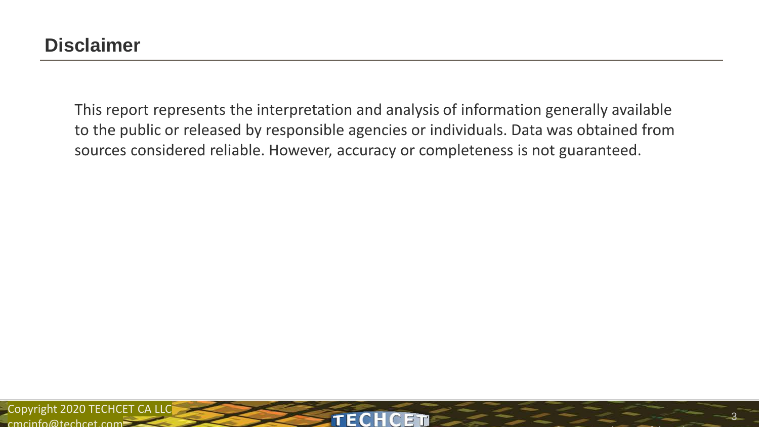## Disclaimer

This report represents the interpretation and analysis of information generally available to the public or released by responsible agencies or individuals. Data was obtained from sources considered reliable. However, accuracy or completeness is not guaranteed.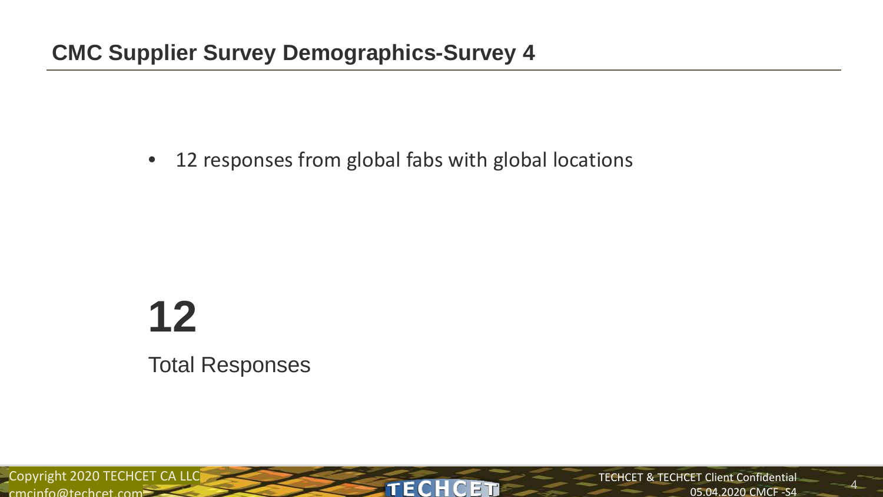## CMC Supplier Survey Demographics-Survey 4

- 12 responses from global fabs with global locations

**12**

Total Responses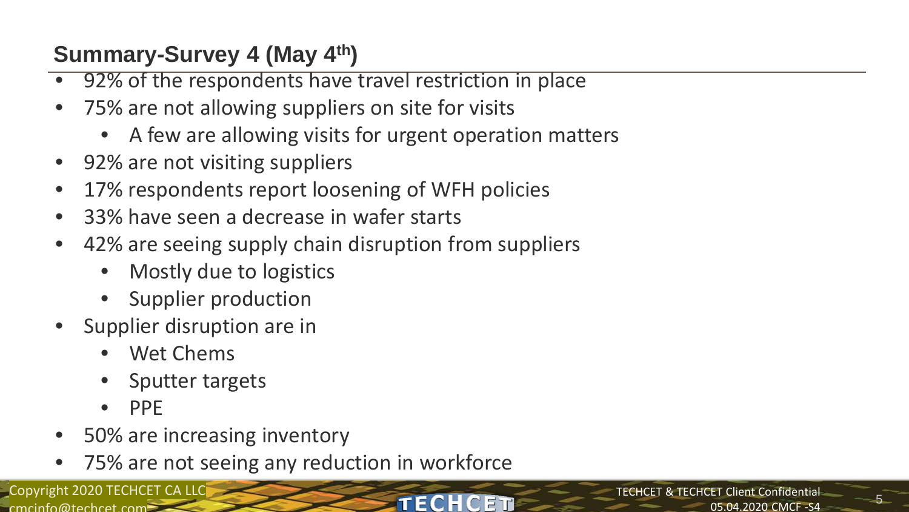## Summary-Survey 4 (May 4th)

- 92% of the respondents have travel restriction in place
- 75% are not allowing suppliers on site for visits
  - A few are allowing visits for urgent operation matters
- 92% are not visiting suppliers
- 17% respondents report loosening of WFH policies
- 33% have seen a decrease in wafer starts
- 42% are seeing supply chain disruption from suppliers
  - Mostly due to logistics
  - Supplier production
- Supplier disruption are in
  - Wet Chems
  - Sputter targets
  - PPE
- 50% are increasing inventory
- 75% are not seeing any reduction in workforce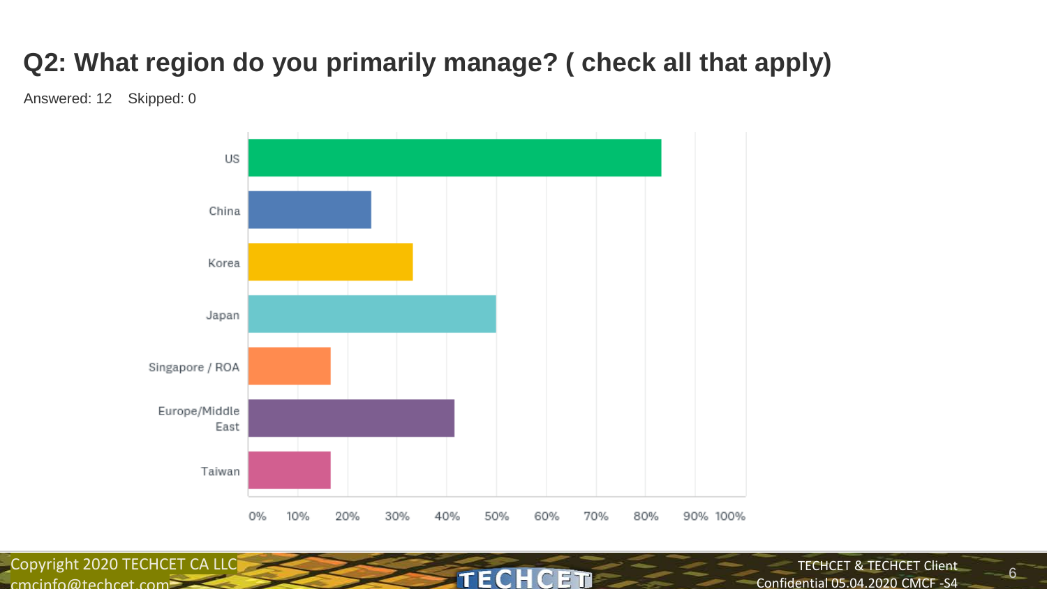## Q2: What region do you primarily manage? ( check all that apply)

Answered: 12 Skipped: 0

| Region | Percentage |
| --- | --- |
| US | 83% |
| China | 25% |
| Korea | 33% |
| Japan | 50% |
| Singapore / ROA | 17% |
| Europe/Middle East | 42% |
| Taiwan | 17% |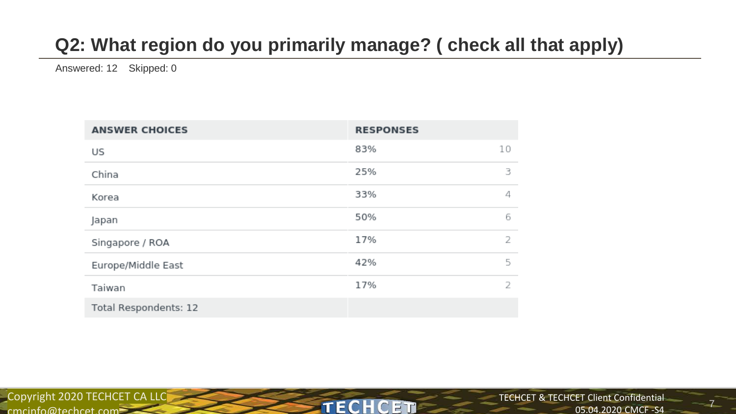## Q2: What region do you primarily manage? ( check all that apply)

Answered: 12 Skipped: 0

| ANSWER CHOICES | RESPONSES | |
|---|---|---|
| US | 83% | 10 |
| China | 25% | 3 |
| Korea | 33% | 4 |
| Japan | 50% | 6 |
| Singapore / ROA | 17% | 2 |
| Europe/Middle East | 42% | 5 |
| Taiwan | 17% | 2 |
| Total Respondents: 12 | | |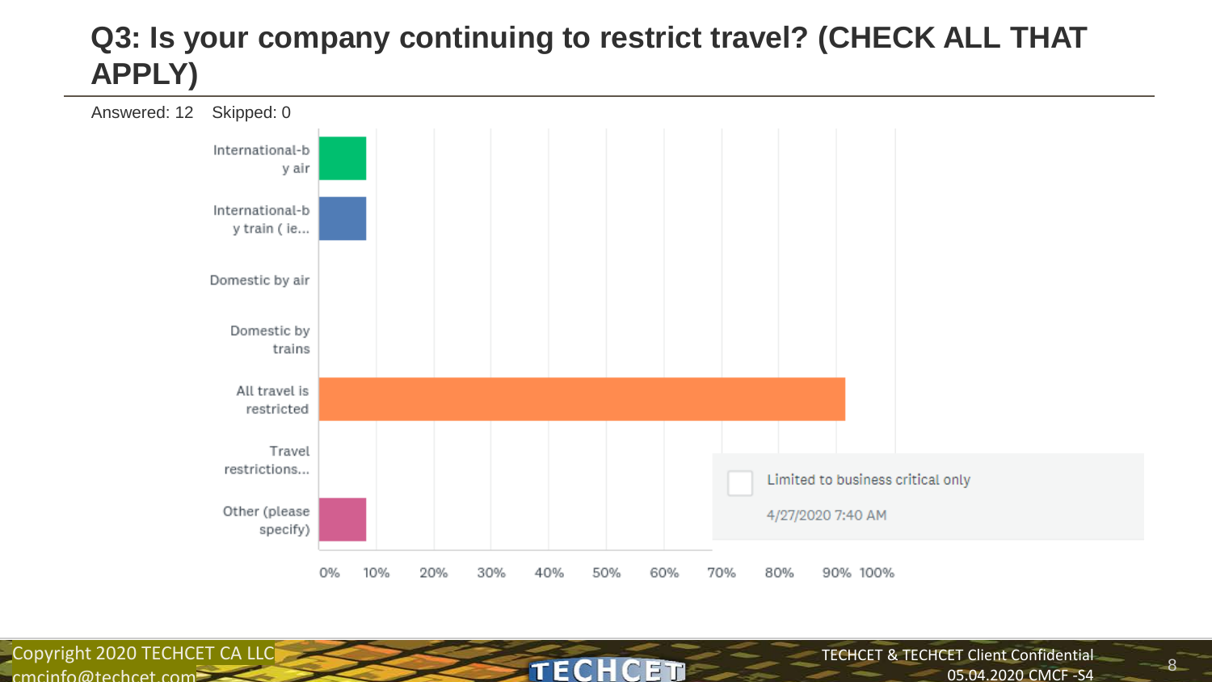# Q3: Is your company continuing to restrict travel? (CHECK ALL THAT APPLY)

Answered: 12 Skipped: 0

| Answer | Response |
|---|---|
| International-by air | ~8% |
| International-by train ( ie... | ~8% |
| Domestic by air | 0% |
| Domestic by trains | 0% |
| All travel is restricted | ~92% |
| Travel restrictions... | 0% |
| Other (please specify) | ~8% |

0% 10% 20% 30% 40% 50% 60% 70% 80% 90% 100%

Limited to business critical only

4/27/2020 7:40 AM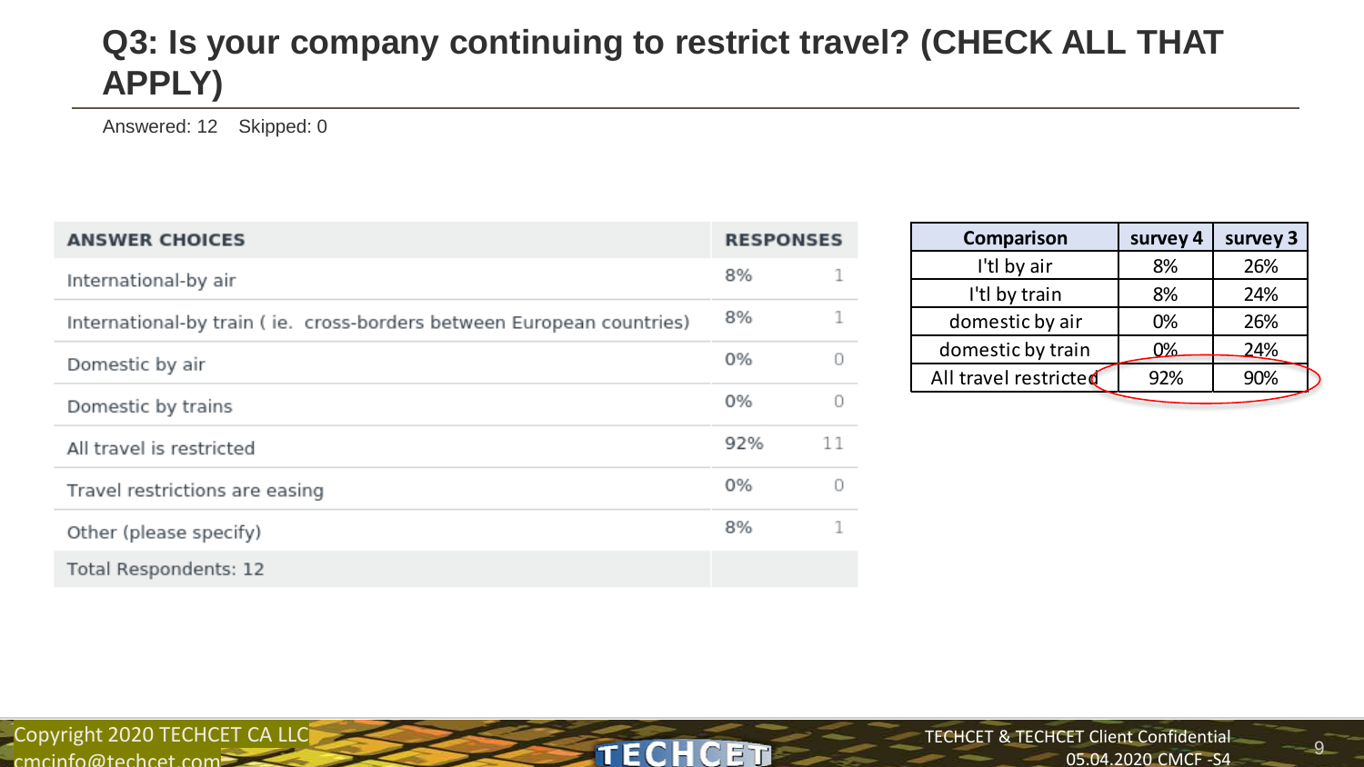# Q3: Is your company continuing to restrict travel? (CHECK ALL THAT APPLY)

Answered: 12 Skipped: 0

| ANSWER CHOICES | RESPONSES | |
|---|---|---|
| International-by air | 8% | 1 |
| International-by train ( ie. cross-borders between European countries) | 8% | 1 |
| Domestic by air | 0% | 0 |
| Domestic by trains | 0% | 0 |
| All travel is restricted | 92% | 11 |
| Travel restrictions are easing | 0% | 0 |
| Other (please specify) | 8% | 1 |
| Total Respondents: 12 | | |

| Comparison | survey 4 | survey 3 |
|---|---|---|
| I'tl by air | 8% | 26% |
| I'tl by train | 8% | 24% |
| domestic by air | 0% | 26% |
| domestic by train | 0% | 24% |
| All travel restricted | 92% | 90% |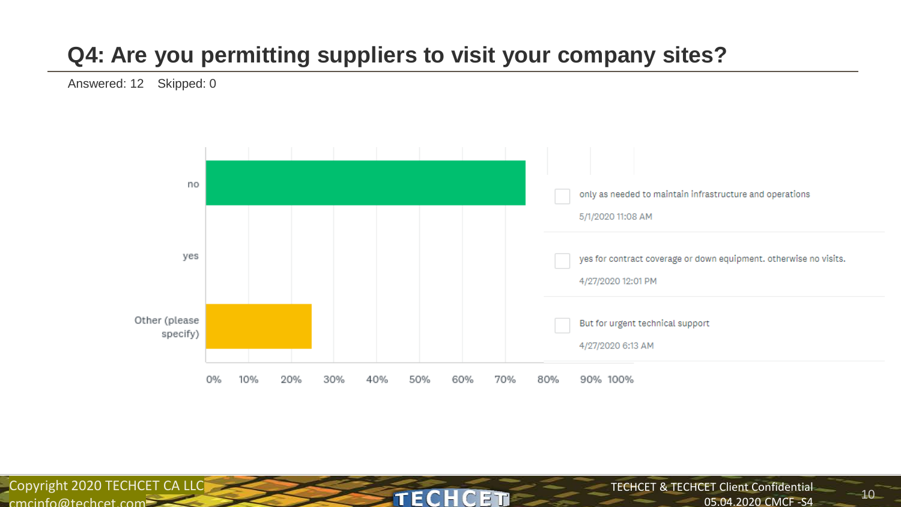# Q4: Are you permitting suppliers to visit your company sites?

Answered: 12 Skipped: 0

| Response | Percentage |
|---|---|
| no | ~75% |
| yes | 0% |
| Other (please specify) | ~25% |

Other (please specify) responses:

- only as needed to maintain infrastructure and operations — 5/1/2020 11:08 AM
- yes for contract coverage or down equipment. otherwise no visits. — 4/27/2020 12:01 PM
- But for urgent technical support — 4/27/2020 6:13 AM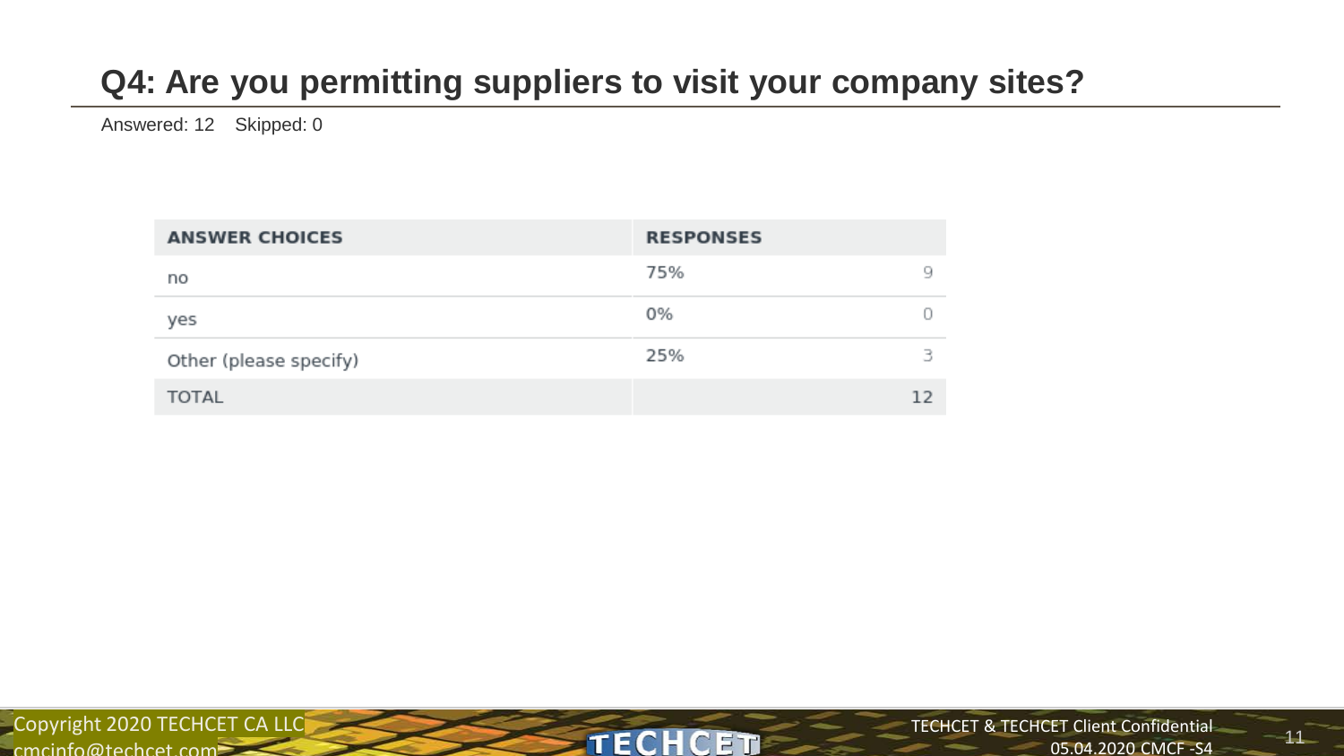## Q4: Are you permitting suppliers to visit your company sites?

Answered: 12 Skipped: 0

| ANSWER CHOICES | RESPONSES | |
|---|---|---|
| no | 75% | 9 |
| yes | 0% | 0 |
| Other (please specify) | 25% | 3 |
| TOTAL | | 12 |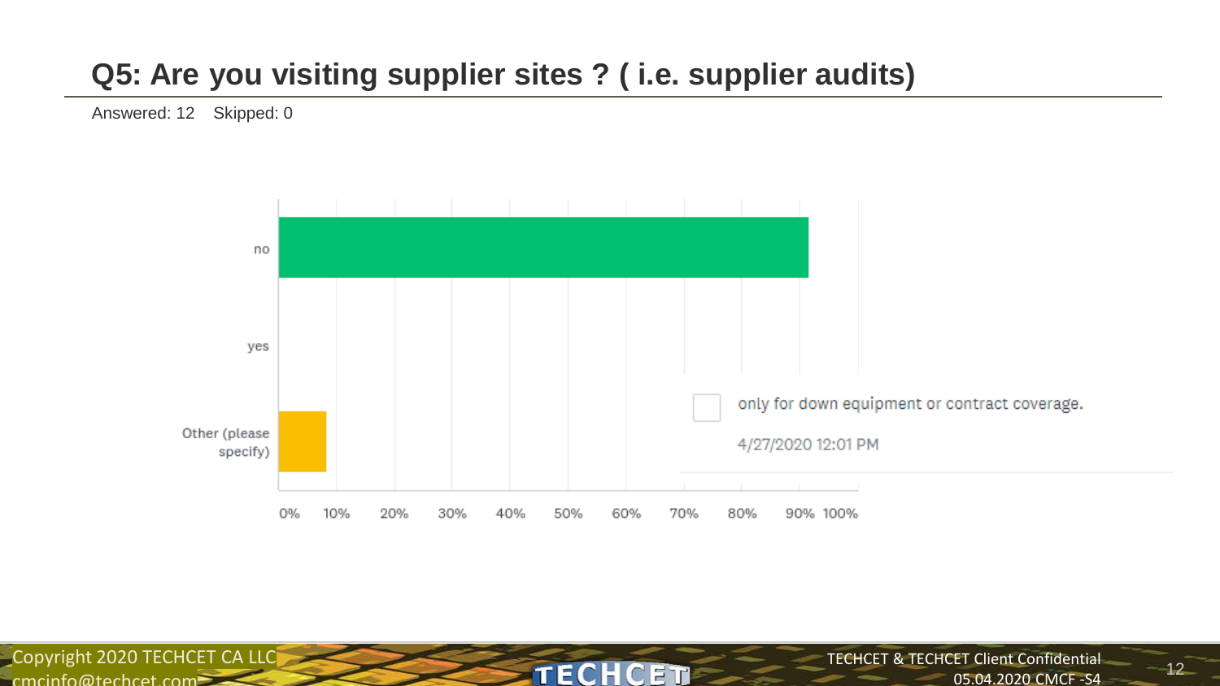## Q5: Are you visiting supplier sites ? ( i.e. supplier audits)

Answered: 12 Skipped: 0

no

yes

Other (please specify)

0% 10% 20% 30% 40% 50% 60% 70% 80% 90% 100%

only for down equipment or contract coverage.

4/27/2020 12:01 PM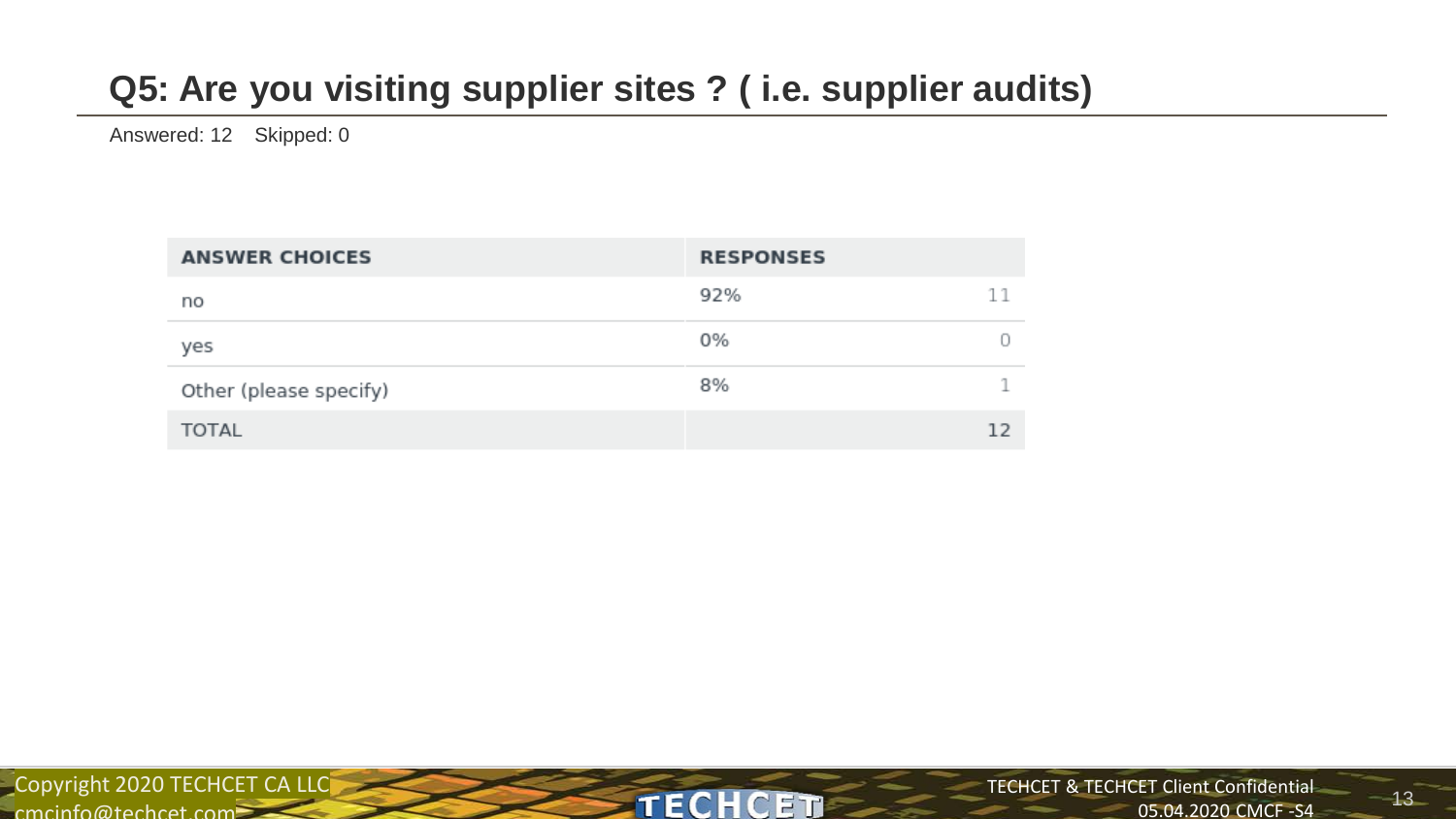## Q5: Are you visiting supplier sites ? ( i.e. supplier audits)

Answered: 12 Skipped: 0

| ANSWER CHOICES | RESPONSES | |
|---|---|---|
| no | 92% | 11 |
| yes | 0% | 0 |
| Other (please specify) | 8% | 1 |
| TOTAL | | 12 |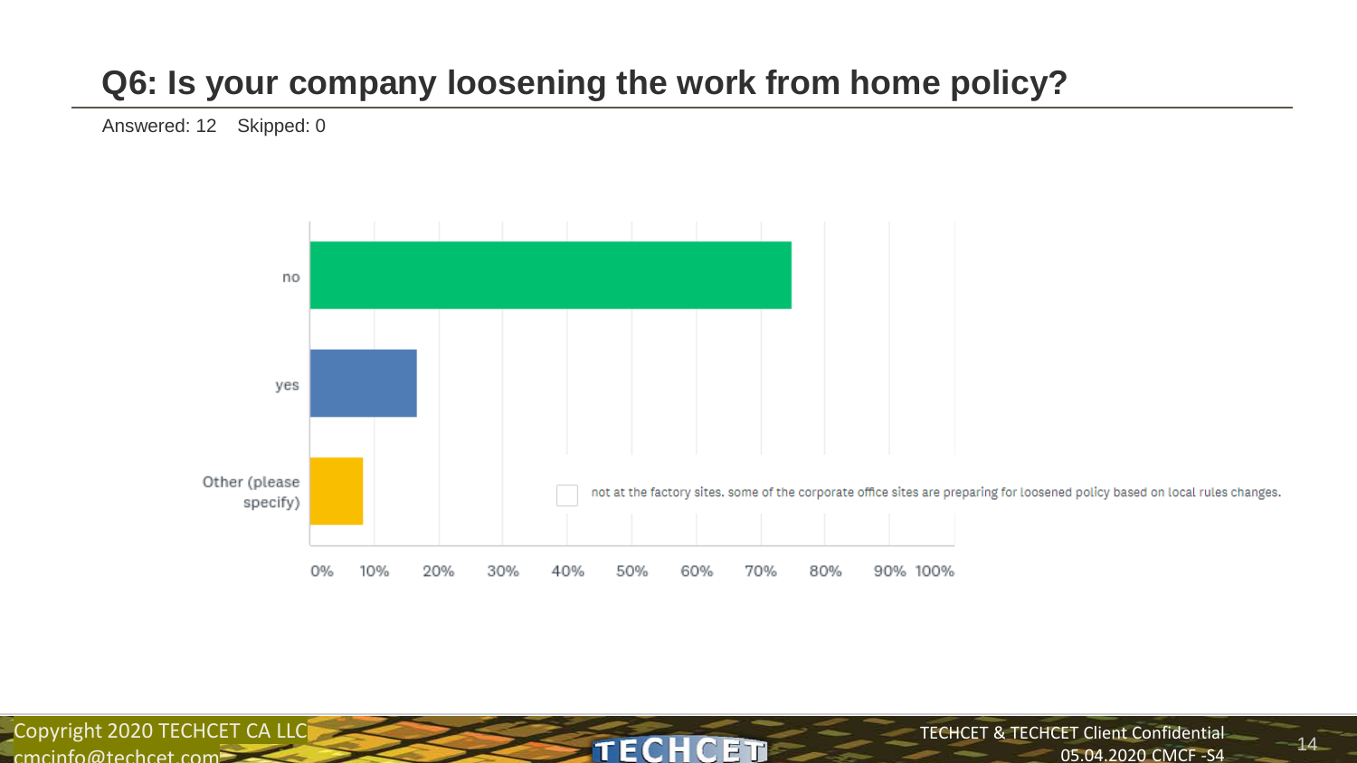## Q6: Is your company loosening the work from home policy?

Answered: 12 Skipped: 0

| Response | Percentage |
|---|---|
| no | ~75% |
| yes | ~17% |
| Other (please specify) | ~8% |

not at the factory sites. some of the corporate office sites are preparing for loosened policy based on local rules changes.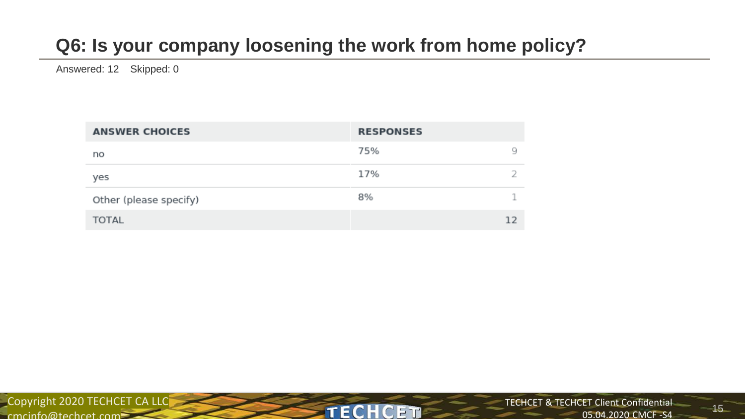## Q6: Is your company loosening the work from home policy?

Answered: 12 Skipped: 0

| ANSWER CHOICES | RESPONSES | |
|---|---|---|
| no | 75% | 9 |
| yes | 17% | 2 |
| Other (please specify) | 8% | 1 |
| TOTAL | | 12 |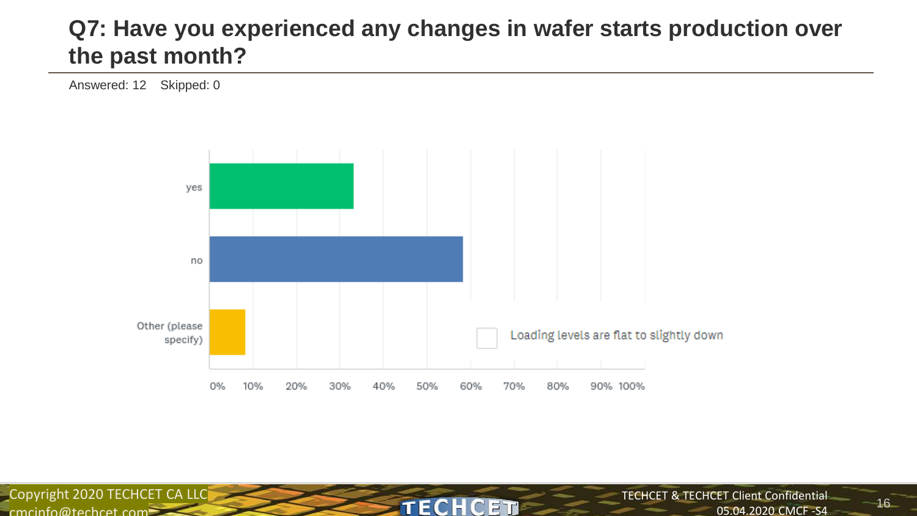# Q7: Have you experienced any changes in wafer starts production over the past month?

Answered: 12 Skipped: 0

| Response | Percentage |
|---|---|
| yes | ~33% |
| no | ~58% |
| Other (please specify) | ~8% |

Loading levels are flat to slightly down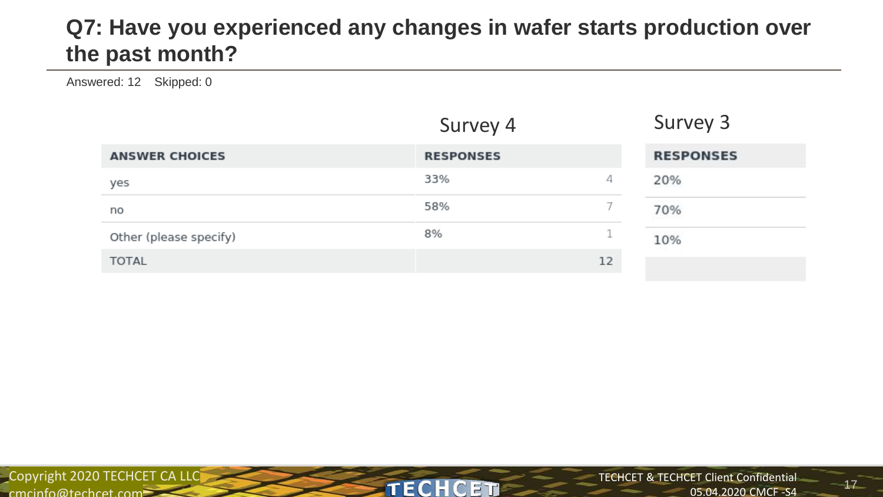# Q7: Have you experienced any changes in wafer starts production over the past month?

Answered: 12 Skipped: 0

| | Survey 4 | | Survey 3 |
|---|---|---|---|
| ANSWER CHOICES | RESPONSES | | RESPONSES |
| yes | 33% | 4 | 20% |
| no | 58% | 7 | 70% |
| Other (please specify) | 8% | 1 | 10% |
| TOTAL | | 12 | |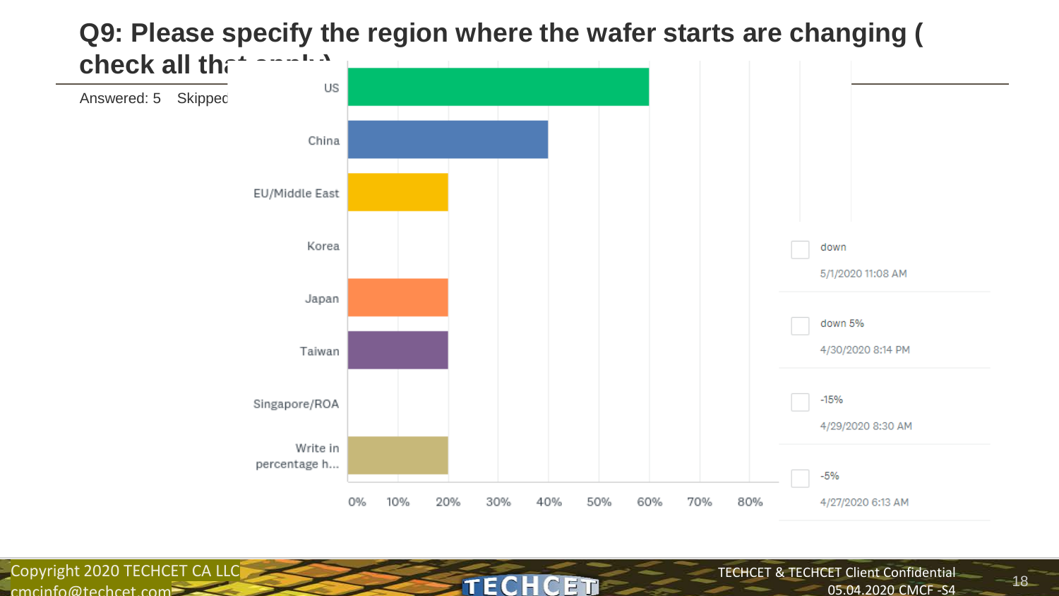# Q9: Please specify the region where the wafer starts are changing ( check all that apply)

Answered: 5 Skipped

| Region | Percentage |
| --- | --- |
| US | 60% |
| China | 40% |
| EU/Middle East | 20% |
| Korea | 0% |
| Japan | 20% |
| Taiwan | 20% |
| Singapore/ROA | 0% |
| Write in percentage h... | 20% |

| Response | Date |
| --- | --- |
| down | 5/1/2020 11:08 AM |
| down 5% | 4/30/2020 8:14 PM |
| -15% | 4/29/2020 8:30 AM |
| -5% | 4/27/2020 6:13 AM |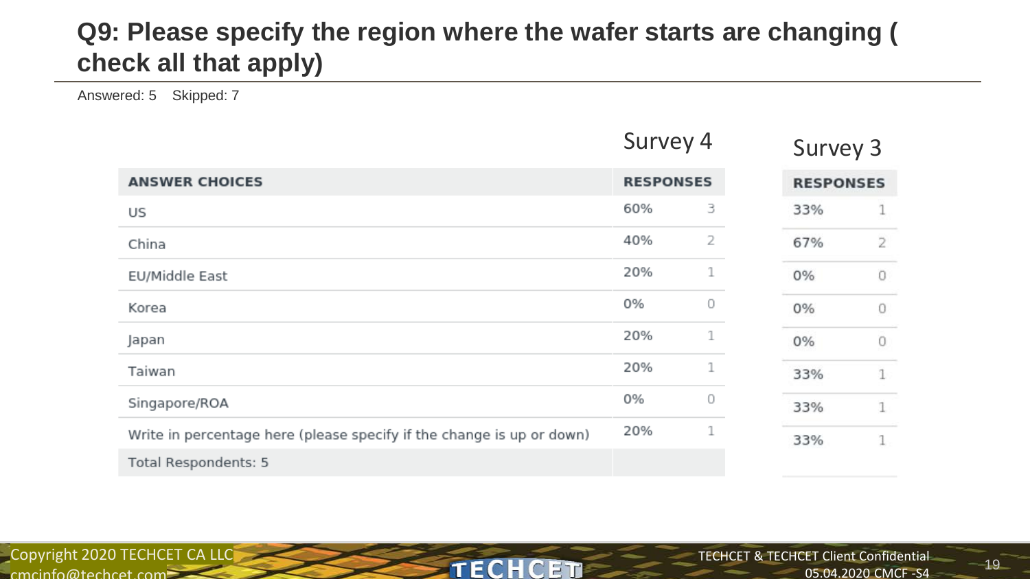## Q9: Please specify the region where the wafer starts are changing ( check all that apply)

Answered: 5 Skipped: 7

| ANSWER CHOICES | Survey 4 RESPONSES | | Survey 3 RESPONSES | |
|---|---|---|---|---|
| US | 60% | 3 | 33% | 1 |
| China | 40% | 2 | 67% | 2 |
| EU/Middle East | 20% | 1 | 0% | 0 |
| Korea | 0% | 0 | 0% | 0 |
| Japan | 20% | 1 | 0% | 0 |
| Taiwan | 20% | 1 | 33% | 1 |
| Singapore/ROA | 0% | 0 | 33% | 1 |
| Write in percentage here (please specify if the change is up or down) | 20% | 1 | 33% | 1 |
| Total Respondents: 5 | | | | |

Copyright 2020 TECHCET CA LLC
cmcinfo@techcet.com

TECHCET & TECHCET Client Confidential
05.04.2020 CMCF -S4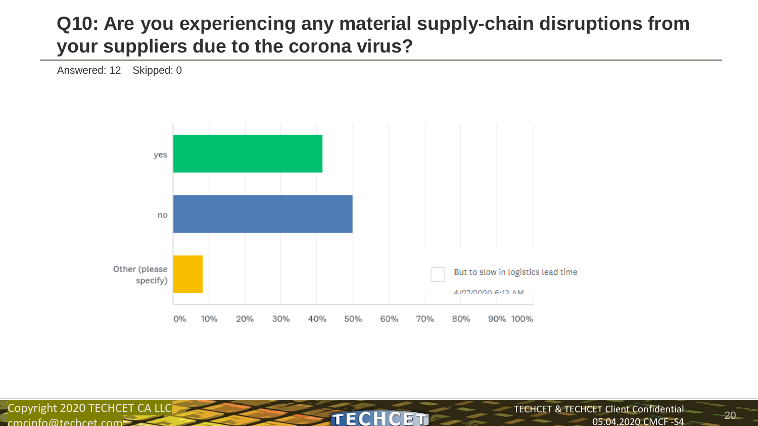## Q10: Are you experiencing any material supply-chain disruptions from your suppliers due to the corona virus?

Answered: 12 Skipped: 0

yes

no

Other (please specify)

But to slow in logistics lead time

4/27/2020 6:13 AM

0% 10% 20% 30% 40% 50% 60% 70% 80% 90% 100%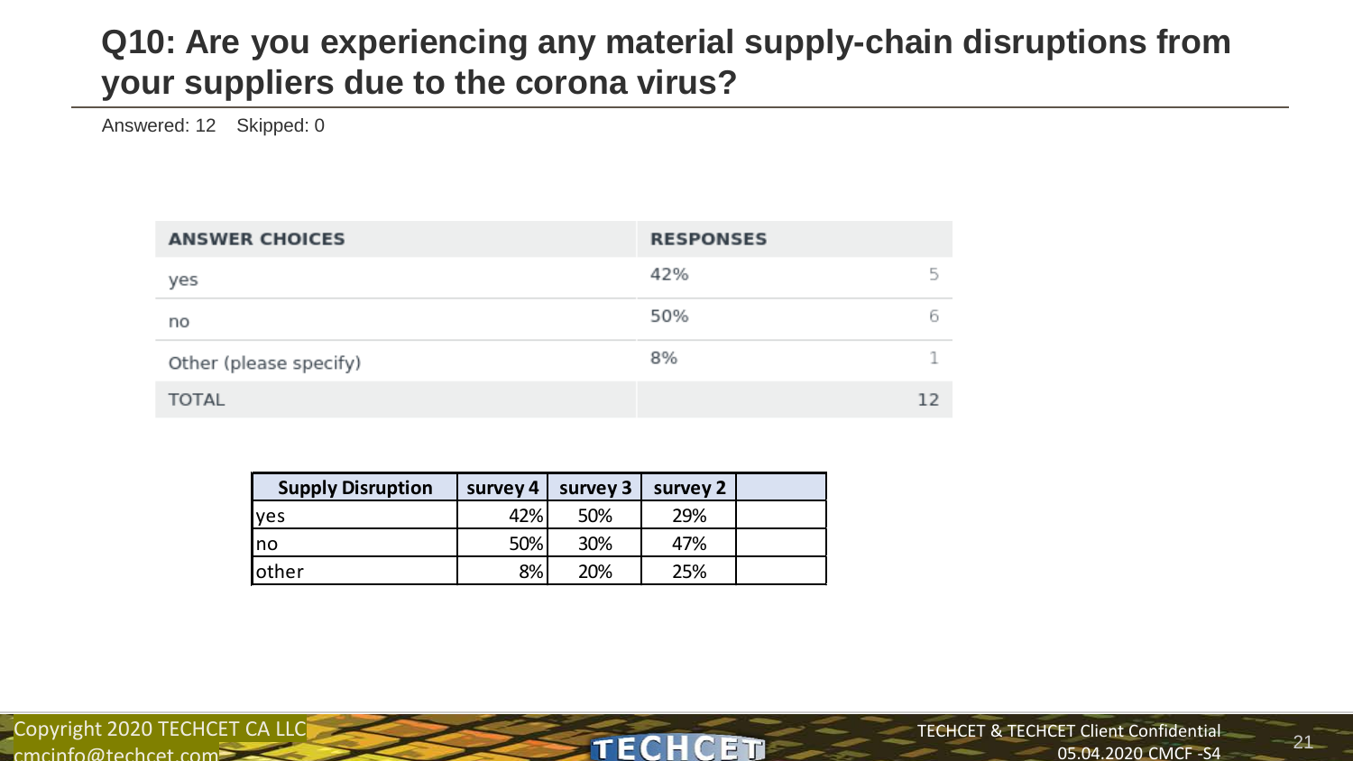## Q10: Are you experiencing any material supply-chain disruptions from your suppliers due to the corona virus?

Answered: 12 Skipped: 0

| ANSWER CHOICES | RESPONSES | |
|---|---|---|
| yes | 42% | 5 |
| no | 50% | 6 |
| Other (please specify) | 8% | 1 |
| TOTAL | | 12 |

| Supply Disruption | survey 4 | survey 3 | survey 2 | |
|---|---|---|---|---|
| yes | 42% | 50% | 29% | |
| no | 50% | 30% | 47% | |
| other | 8% | 20% | 25% | |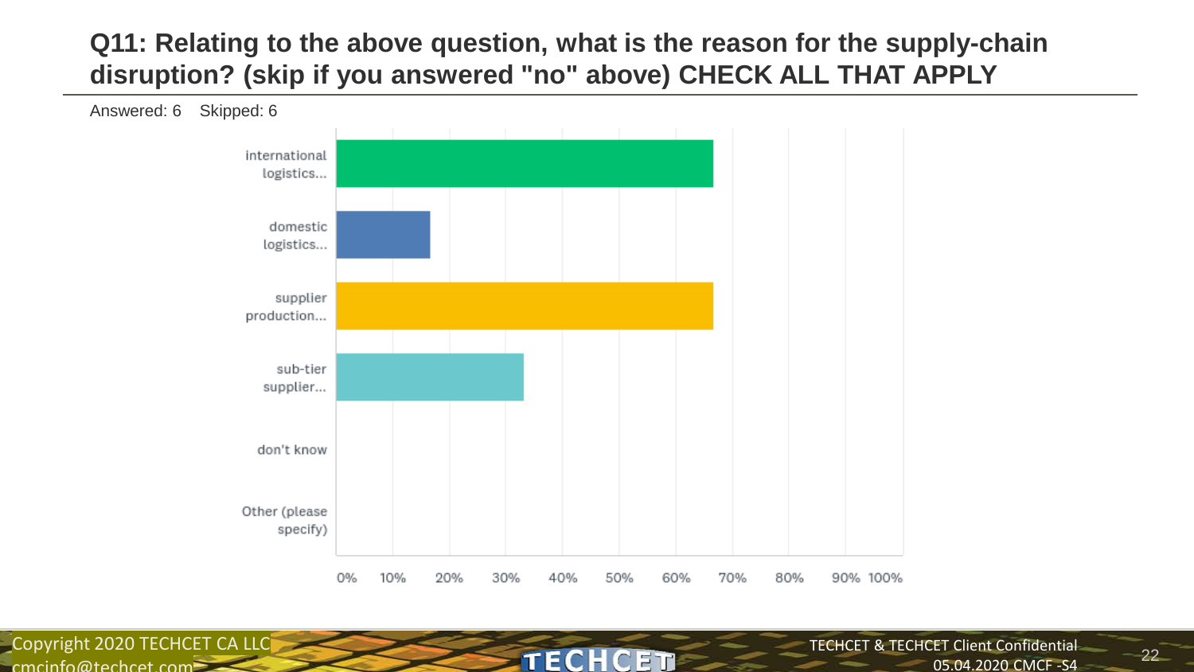## Q11: Relating to the above question, what is the reason for the supply-chain disruption? (skip if you answered "no" above) CHECK ALL THAT APPLY

Answered: 6 Skipped: 6

| Answer | Approx. % |
|---|---|
| international logistics... | ~67% |
| domestic logistics... | ~17% |
| supplier production... | ~67% |
| sub-tier supplier... | ~33% |
| don't know | 0% |
| Other (please specify) | 0% |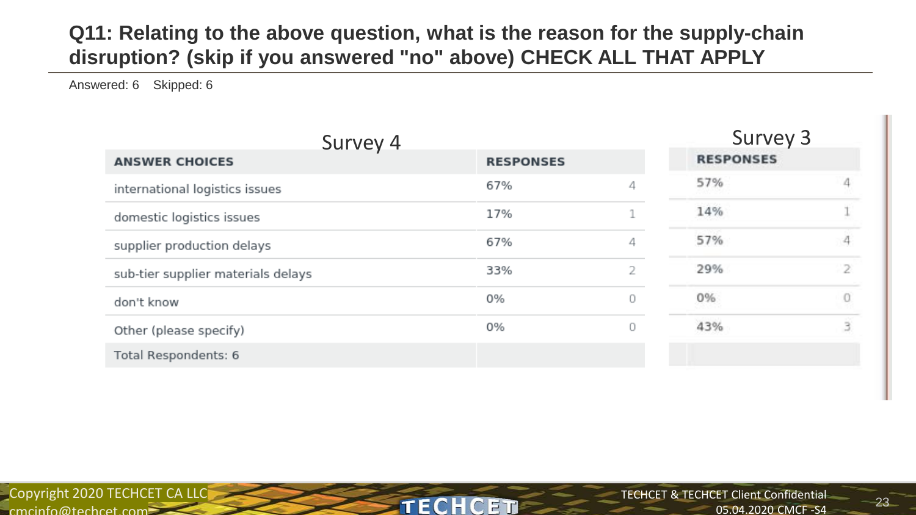## Q11: Relating to the above question, what is the reason for the supply-chain disruption? (skip if you answered "no" above) CHECK ALL THAT APPLY

Answered: 6 Skipped: 6

| | Survey 4 | | Survey 3 | |
|---|---|---|---|---|
| **ANSWER CHOICES** | **RESPONSES** | | **RESPONSES** | |
| international logistics issues | 67% | 4 | 57% | 4 |
| domestic logistics issues | 17% | 1 | 14% | 1 |
| supplier production delays | 67% | 4 | 57% | 4 |
| sub-tier supplier materials delays | 33% | 2 | 29% | 2 |
| don't know | 0% | 0 | 0% | 0 |
| Other (please specify) | 0% | 0 | 43% | 3 |
| Total Respondents: 6 | | | | |

Copyright 2020 TECHCET CA LLC
cmcinfo@techcet.com

TECHCET & TECHCET Client Confidential
05.04.2020 CMCF -S4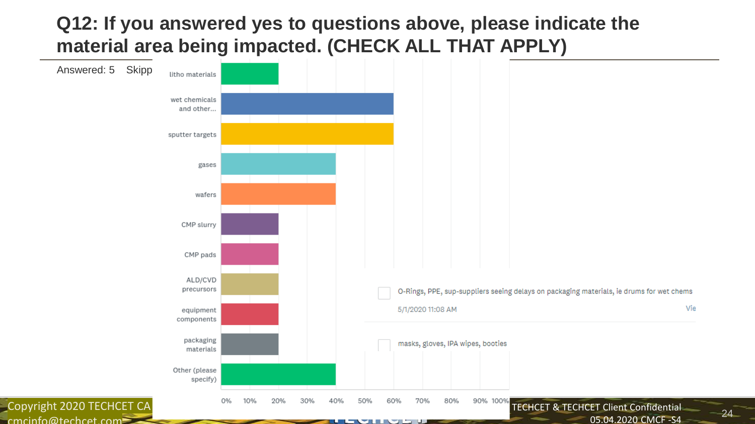# Q12: If you answered yes to questions above, please indicate the material area being impacted. (CHECK ALL THAT APPLY)

Answered: 5 Skipp

| Material area | Response |
|---|---|
| litho materials | 20% |
| wet chemicals and other... | 60% |
| sputter targets | 60% |
| gases | 40% |
| wafers | 40% |
| CMP slurry | 20% |
| CMP pads | 20% |
| ALD/CVD precursors | 20% |
| equipment components | 20% |
| packaging materials | 20% |
| Other (please specify) | 40% |

O-Rings, PPE, sup-suppliers seeing delays on packaging materials, ie drums for wet chems

5/1/2020 11:08 AM

masks, gloves, IPA wipes, booties

Copyright 2020 TECHCET CA
cmcinfo@techcet.com

TECHCET & TECHCET Client Confidential
05.04.2020 CMCF -S4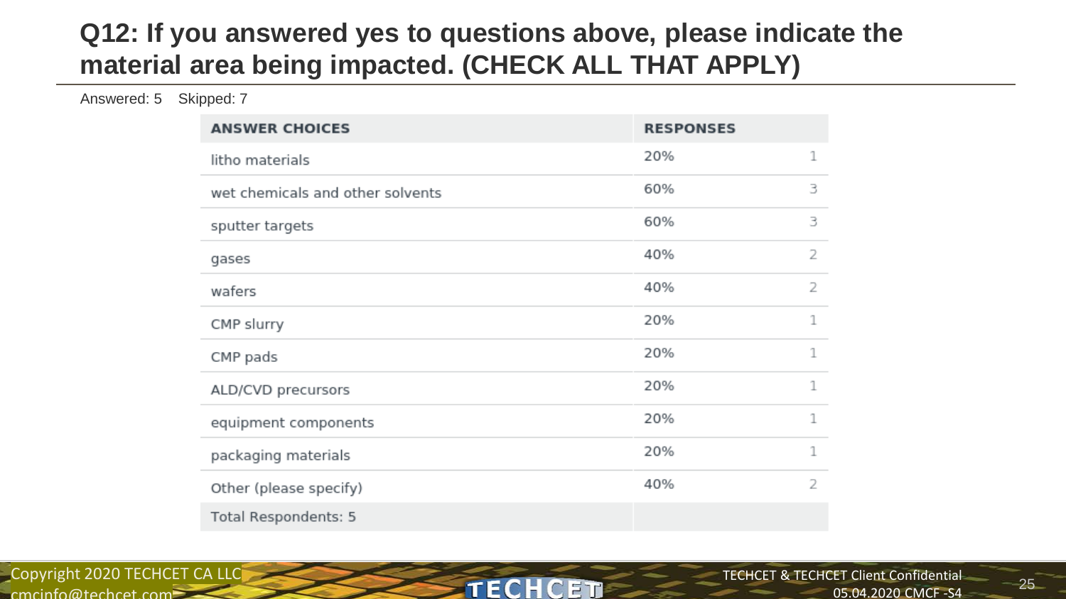## Q12: If you answered yes to questions above, please indicate the material area being impacted. (CHECK ALL THAT APPLY)

Answered: 5 Skipped: 7

| ANSWER CHOICES | RESPONSES | |
|---|---|---|
| litho materials | 20% | 1 |
| wet chemicals and other solvents | 60% | 3 |
| sputter targets | 60% | 3 |
| gases | 40% | 2 |
| wafers | 40% | 2 |
| CMP slurry | 20% | 1 |
| CMP pads | 20% | 1 |
| ALD/CVD precursors | 20% | 1 |
| equipment components | 20% | 1 |
| packaging materials | 20% | 1 |
| Other (please specify) | 40% | 2 |
| Total Respondents: 5 | | |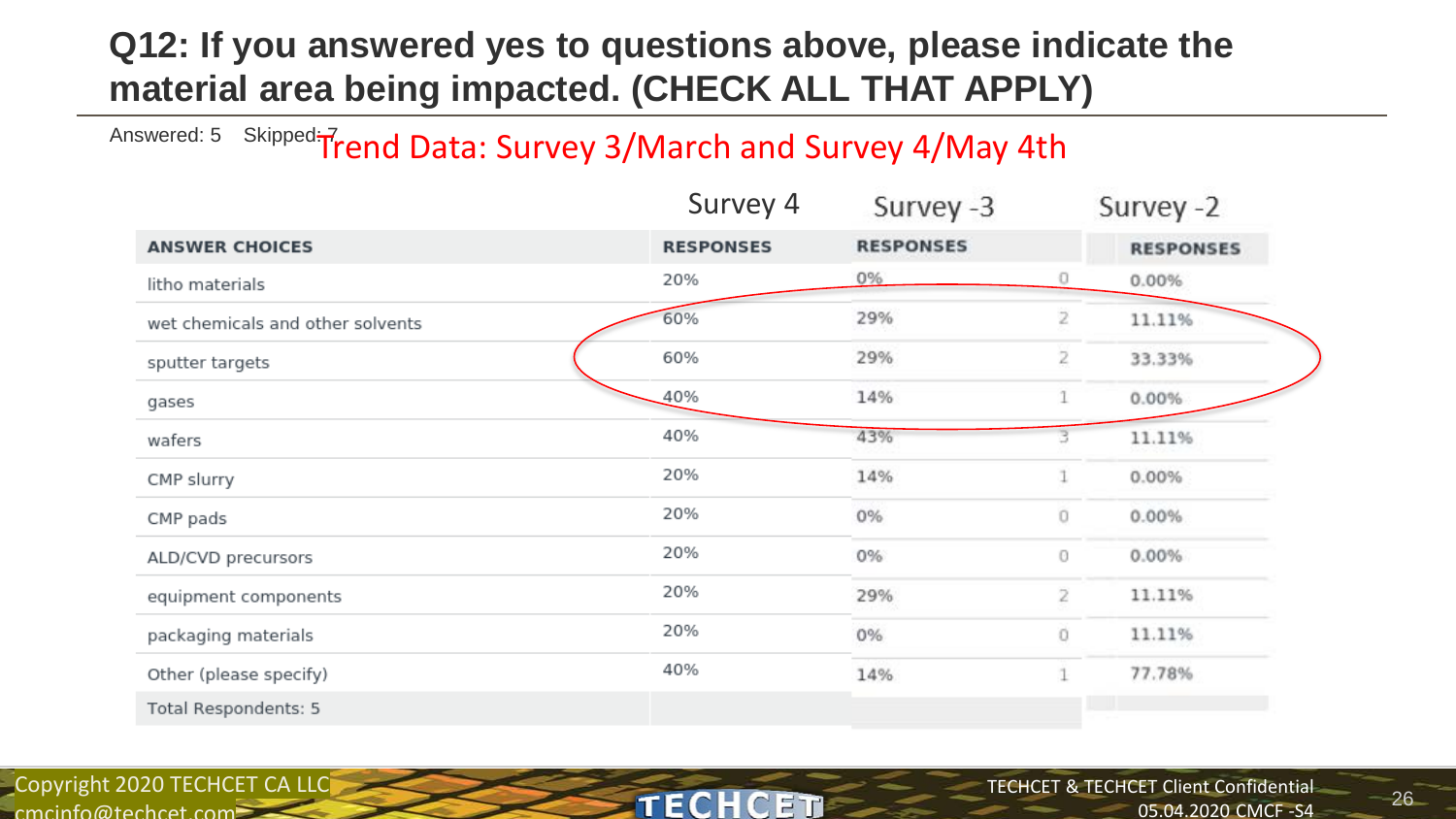## Q12: If you answered yes to questions above, please indicate the material area being impacted. (CHECK ALL THAT APPLY)

Answered: 5 Skipped: 7

Trend Data: Survey 3/March and Survey 4/May 4th

| | Survey 4 | Survey -3 | | Survey -2 |
|---|---|---|---|---|
| **ANSWER CHOICES** | **RESPONSES** | **RESPONSES** | | **RESPONSES** |
| litho materials | 20% | 0% | 0 | 0.00% |
| wet chemicals and other solvents | 60% | 29% | 2 | 11.11% |
| sputter targets | 60% | 29% | 2 | 33.33% |
| gases | 40% | 14% | 1 | 0.00% |
| wafers | 40% | 43% | 3 | 11.11% |
| CMP slurry | 20% | 14% | 1 | 0.00% |
| CMP pads | 20% | 0% | 0 | 0.00% |
| ALD/CVD precursors | 20% | 0% | 0 | 0.00% |
| equipment components | 20% | 29% | 2 | 11.11% |
| packaging materials | 20% | 0% | 0 | 11.11% |
| Other (please specify) | 40% | 14% | 1 | 77.78% |
| Total Respondents: 5 | | | | |

Copyright 2020 TECHCET CA LLC
cmcinfo@techcet.com

TECHCET & TECHCET Client Confidential
05.04.2020 CMCF -S4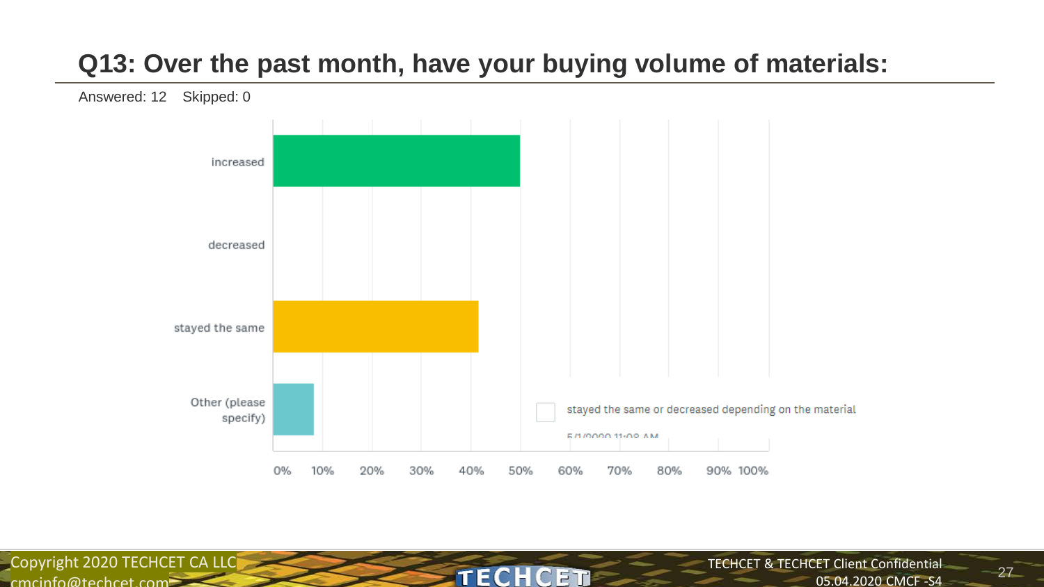# Q13: Over the past month, have your buying volume of materials:

Answered: 12  Skipped: 0

| Response | Percentage |
| --- | --- |
| increased | 50% |
| decreased | 0% |
| stayed the same | ~42% |
| Other (please specify) | ~8% |

stayed the same or decreased depending on the material

5/1/2020 11:08 AM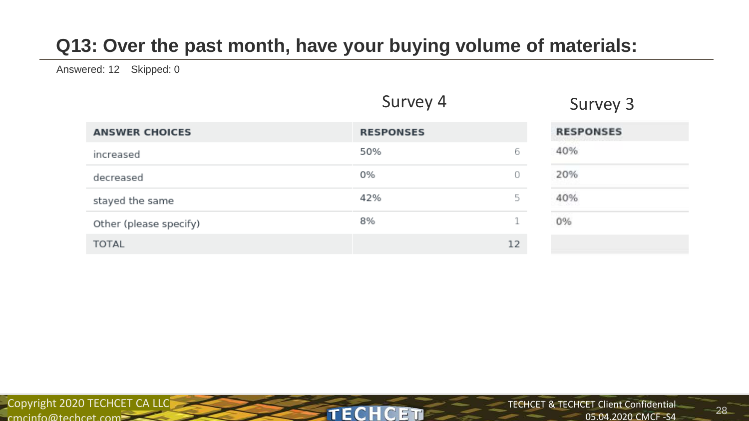## Q13: Over the past month, have your buying volume of materials:

Answered: 12 Skipped: 0

| ANSWER CHOICES | Survey 4 RESPONSES | | Survey 3 RESPONSES |
|---|---|---|---|
| increased | 50% | 6 | 40% |
| decreased | 0% | 0 | 20% |
| stayed the same | 42% | 5 | 40% |
| Other (please specify) | 8% | 1 | 0% |
| TOTAL | | 12 | |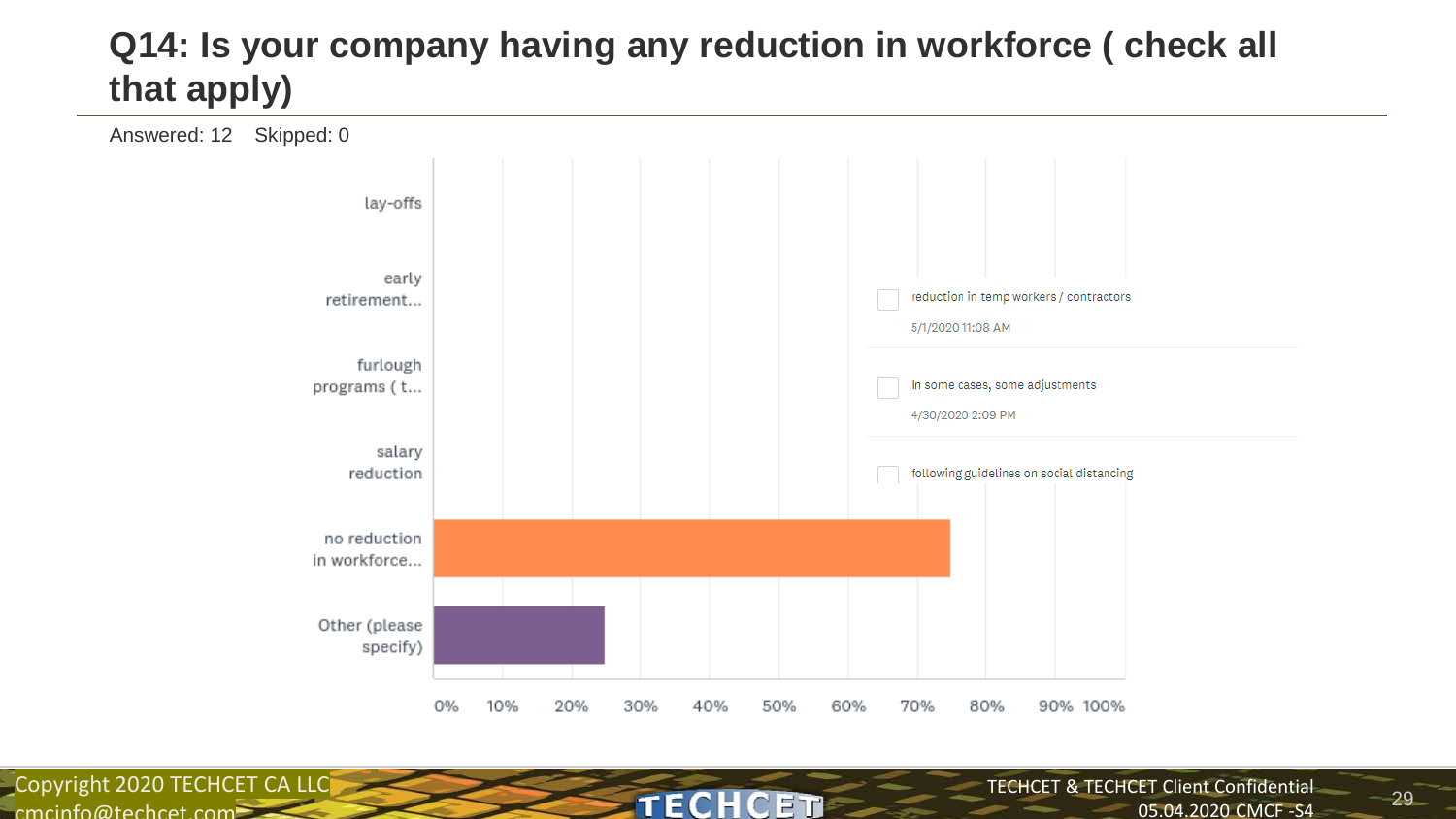# Q14: Is your company having any reduction in workforce ( check all that apply)

Answered: 12 Skipped: 0

| Answer choice | Response (approx.) |
| --- | --- |
| lay-offs | 0% |
| early retirement... | 0% |
| furlough programs ( t... | 0% |
| salary reduction | 0% |
| no reduction in workforce... | 75% |
| Other (please specify) | 25% |

Other (please specify) responses:

- reduction in temp workers / contractors — 5/1/2020 11:08 AM
- In some cases, some adjustments — 4/30/2020 2:09 PM
- following guidelines on social distancing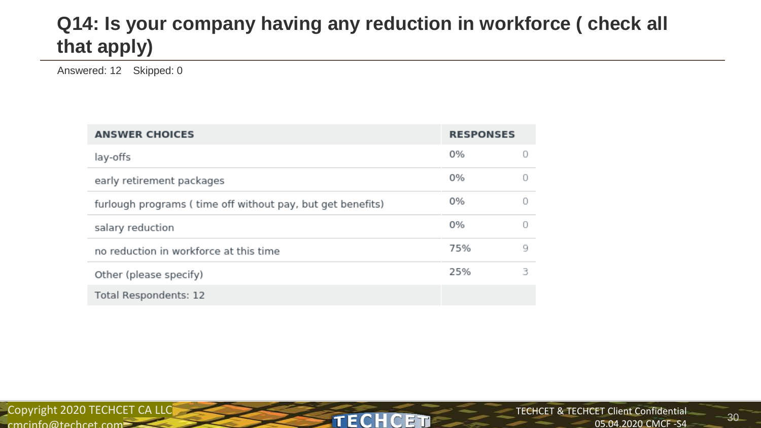# Q14: Is your company having any reduction in workforce ( check all that apply)

Answered: 12 Skipped: 0

| ANSWER CHOICES | RESPONSES | |
|---|---|---|
| lay-offs | 0% | 0 |
| early retirement packages | 0% | 0 |
| furlough programs ( time off without pay, but get benefits) | 0% | 0 |
| salary reduction | 0% | 0 |
| no reduction in workforce at this time | 75% | 9 |
| Other (please specify) | 25% | 3 |
| Total Respondents: 12 | | |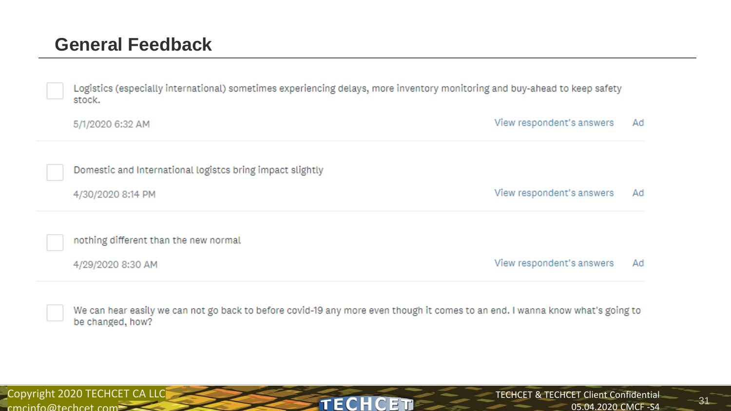## General Feedback

Logistics (especially international) sometimes experiencing delays, more inventory monitoring and buy-ahead to keep safety stock.

5/1/2020 6:32 AM — View respondent's answers — Ad

---

Domestic and International logistcs bring impact slightly

4/30/2020 8:14 PM — View respondent's answers — Ad

---

nothing different than the new normal

4/29/2020 8:30 AM — View respondent's answers — Ad

---

We can hear easily we can not go back to before covid-19 any more even though it comes to an end. I wanna know what's going to be changed, how?